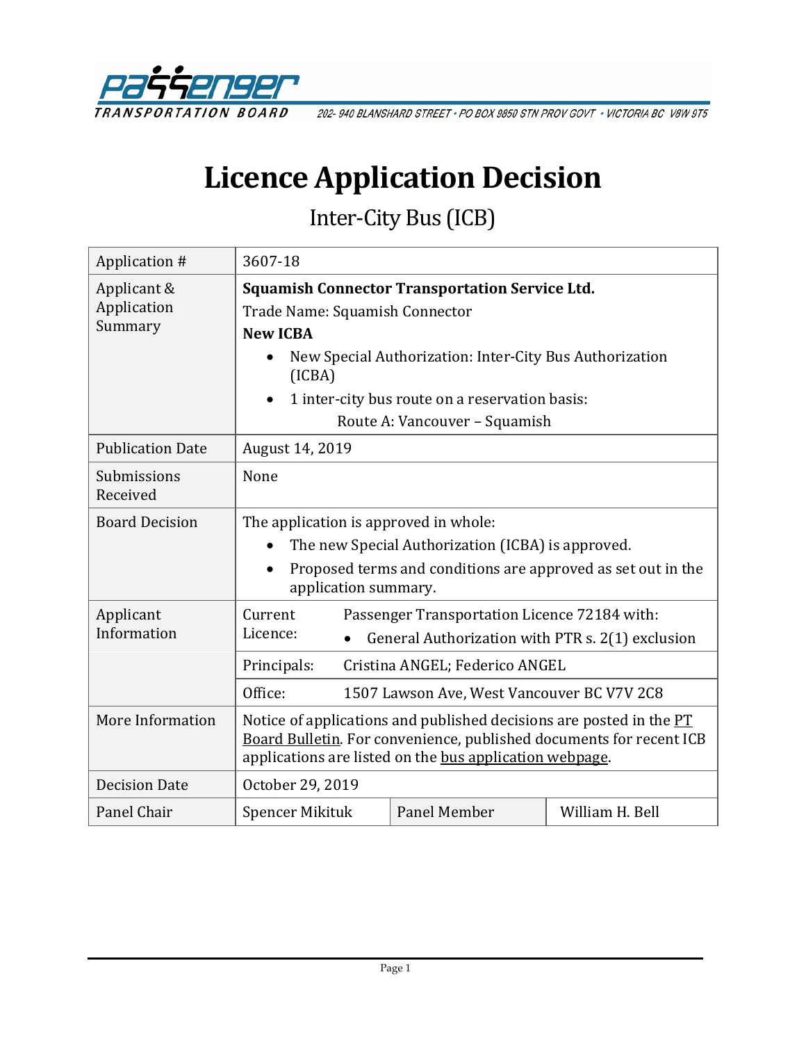Passenger Transportation Board

202- 940 BLANSHARD STREET • PO BOX 9850 STN PROV GOVT • VICTORIA BC V8W 9T5

# Licence Application Decision

## Inter-City Bus (ICB)

| | | | |
|---|---|---|---|
| Application # | 3607-18 | | |
| Applicant & Application Summary | **Squamish Connector Transportation Service Ltd.**<br>Trade Name: Squamish Connector<br>**New ICBA**<br>• New Special Authorization: Inter-City Bus Authorization (ICBA)<br>• 1 inter-city bus route on a reservation basis:<br>Route A: Vancouver – Squamish | | |
| Publication Date | August 14, 2019 | | |
| Submissions Received | None | | |
| Board Decision | The application is approved in whole:<br>• The new Special Authorization (ICBA) is approved.<br>• Proposed terms and conditions are approved as set out in the application summary. | | |
| Applicant Information | Current Licence: Passenger Transportation Licence 72184 with:<br>• General Authorization with PTR s. 2(1) exclusion | | |
| | Principals: Cristina ANGEL; Federico ANGEL | | |
| | Office: 1507 Lawson Ave, West Vancouver BC V7V 2C8 | | |
| More Information | Notice of applications and published decisions are posted in the PT Board Bulletin. For convenience, published documents for recent ICB applications are listed on the bus application webpage. | | |
| Decision Date | October 29, 2019 | | |
| Panel Chair | Spencer Mikituk | Panel Member | William H. Bell |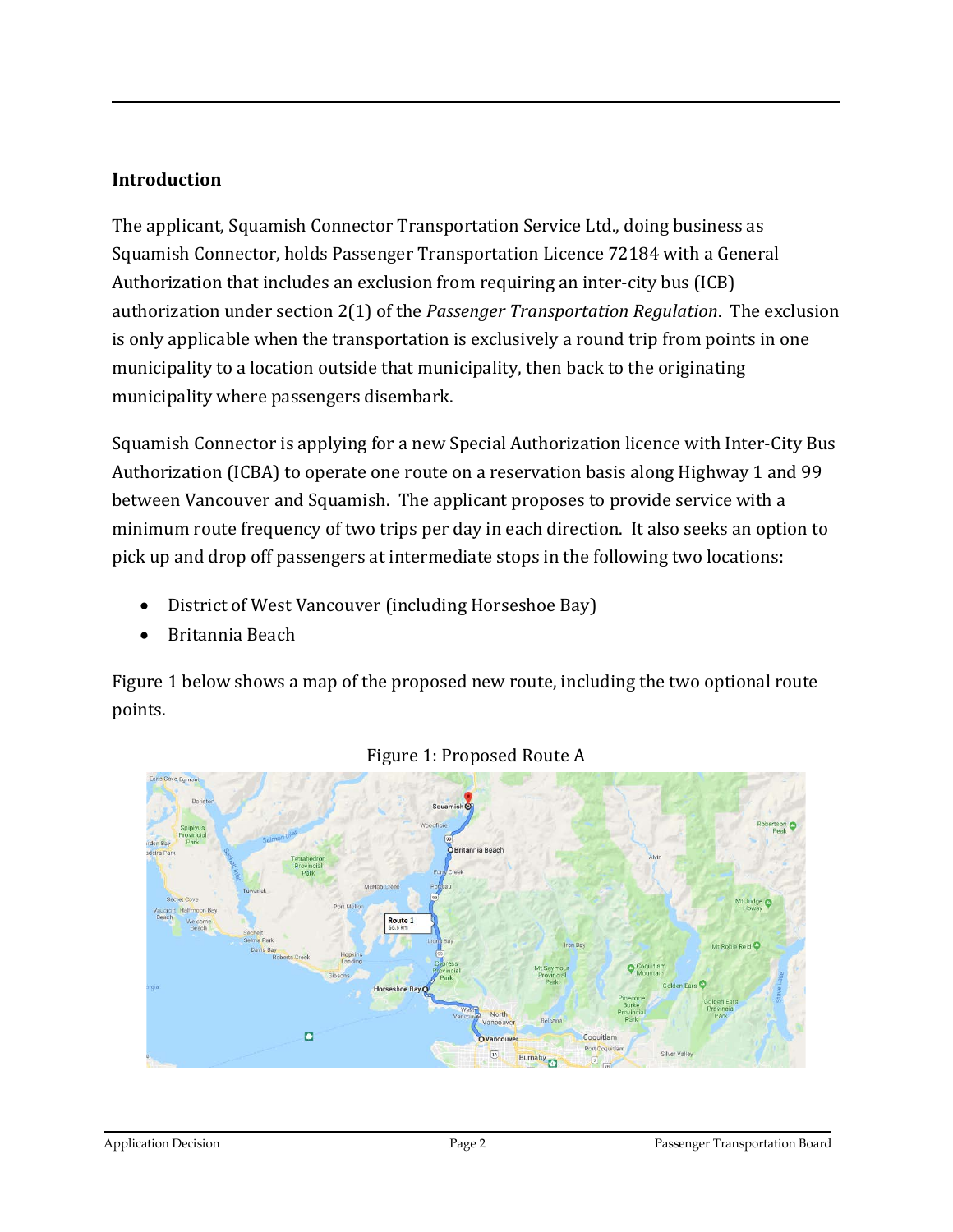## Introduction

The applicant, Squamish Connector Transportation Service Ltd., doing business as Squamish Connector, holds Passenger Transportation Licence 72184 with a General Authorization that includes an exclusion from requiring an inter-city bus (ICB) authorization under section 2(1) of the *Passenger Transportation Regulation*. The exclusion is only applicable when the transportation is exclusively a round trip from points in one municipality to a location outside that municipality, then back to the originating municipality where passengers disembark.

Squamish Connector is applying for a new Special Authorization licence with Inter-City Bus Authorization (ICBA) to operate one route on a reservation basis along Highway 1 and 99 between Vancouver and Squamish. The applicant proposes to provide service with a minimum route frequency of two trips per day in each direction. It also seeks an option to pick up and drop off passengers at intermediate stops in the following two locations:

- District of West Vancouver (including Horseshoe Bay)
- Britannia Beach

Figure 1 below shows a map of the proposed new route, including the two optional route points.

Figure 1: Proposed Route A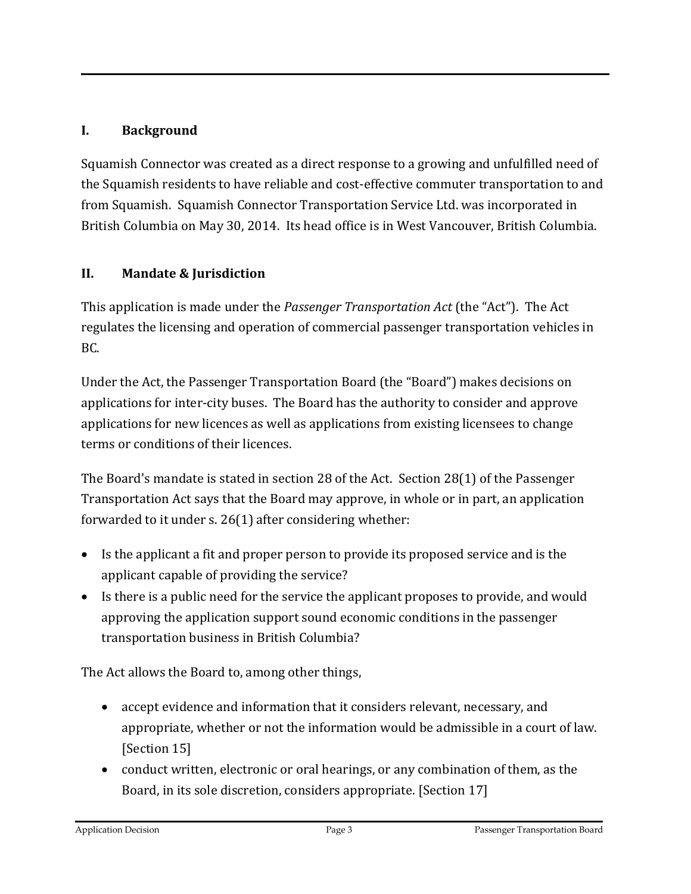## I. Background

Squamish Connector was created as a direct response to a growing and unfulfilled need of the Squamish residents to have reliable and cost-effective commuter transportation to and from Squamish. Squamish Connector Transportation Service Ltd. was incorporated in British Columbia on May 30, 2014. Its head office is in West Vancouver, British Columbia.

## II. Mandate & Jurisdiction

This application is made under the *Passenger Transportation Act* (the "Act"). The Act regulates the licensing and operation of commercial passenger transportation vehicles in BC.

Under the Act, the Passenger Transportation Board (the "Board") makes decisions on applications for inter-city buses. The Board has the authority to consider and approve applications for new licences as well as applications from existing licensees to change terms or conditions of their licences.

The Board's mandate is stated in section 28 of the Act. Section 28(1) of the Passenger Transportation Act says that the Board may approve, in whole or in part, an application forwarded to it under s. 26(1) after considering whether:

- Is the applicant a fit and proper person to provide its proposed service and is the applicant capable of providing the service?
- Is there is a public need for the service the applicant proposes to provide, and would approving the application support sound economic conditions in the passenger transportation business in British Columbia?

The Act allows the Board to, among other things,

- accept evidence and information that it considers relevant, necessary, and appropriate, whether or not the information would be admissible in a court of law. [Section 15]
- conduct written, electronic or oral hearings, or any combination of them, as the Board, in its sole discretion, considers appropriate. [Section 17]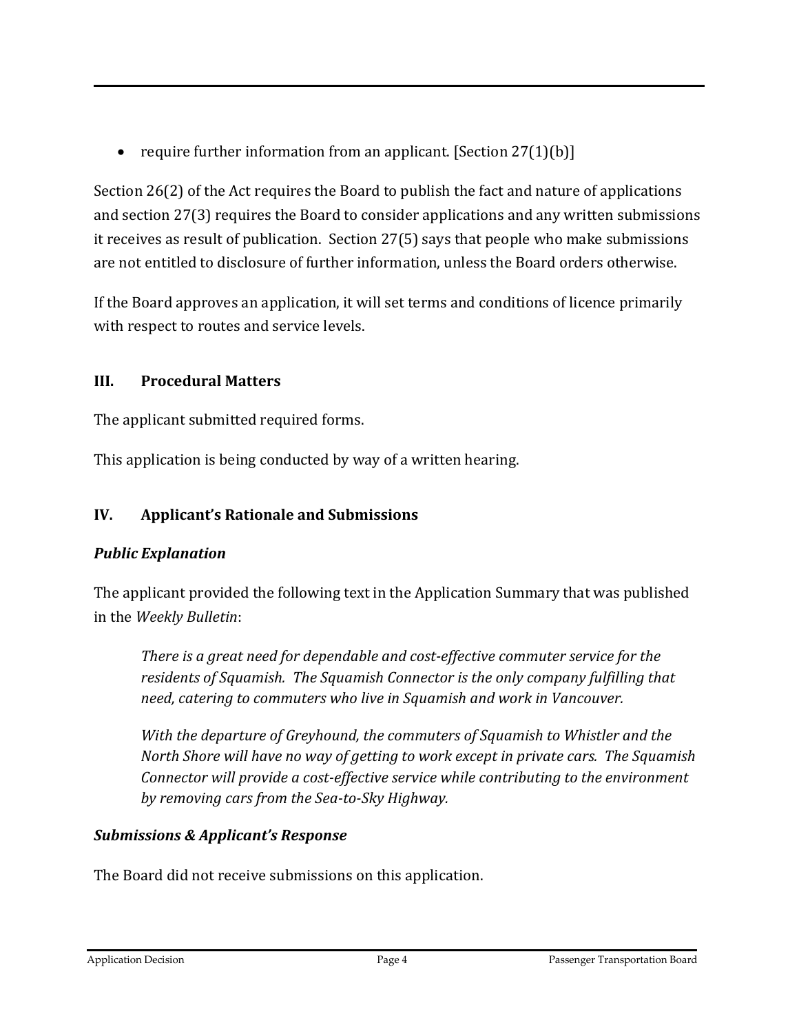- require further information from an applicant. [Section 27(1)(b)]

Section 26(2) of the Act requires the Board to publish the fact and nature of applications and section 27(3) requires the Board to consider applications and any written submissions it receives as result of publication. Section 27(5) says that people who make submissions are not entitled to disclosure of further information, unless the Board orders otherwise.

If the Board approves an application, it will set terms and conditions of licence primarily with respect to routes and service levels.

## III. Procedural Matters

The applicant submitted required forms.

This application is being conducted by way of a written hearing.

## IV. Applicant's Rationale and Submissions

### *Public Explanation*

The applicant provided the following text in the Application Summary that was published in the *Weekly Bulletin*:

> *There is a great need for dependable and cost-effective commuter service for the residents of Squamish. The Squamish Connector is the only company fulfilling that need, catering to commuters who live in Squamish and work in Vancouver.*
>
> *With the departure of Greyhound, the commuters of Squamish to Whistler and the North Shore will have no way of getting to work except in private cars. The Squamish Connector will provide a cost-effective service while contributing to the environment by removing cars from the Sea-to-Sky Highway.*

### *Submissions & Applicant's Response*

The Board did not receive submissions on this application.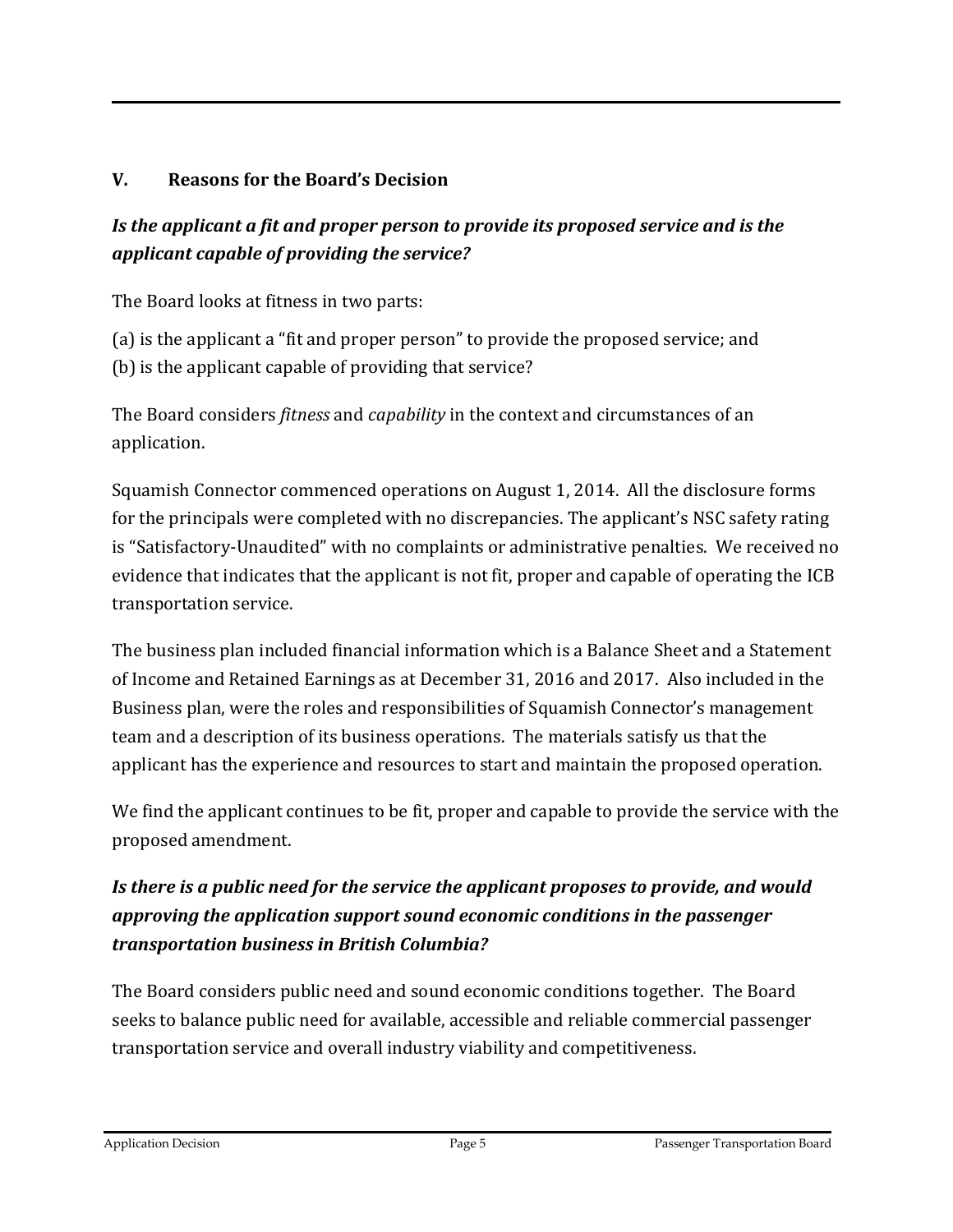## V. Reasons for the Board's Decision

### *Is the applicant a fit and proper person to provide its proposed service and is the applicant capable of providing the service?*

The Board looks at fitness in two parts:

(a) is the applicant a "fit and proper person" to provide the proposed service; and
(b) is the applicant capable of providing that service?

The Board considers *fitness* and *capability* in the context and circumstances of an application.

Squamish Connector commenced operations on August 1, 2014. All the disclosure forms for the principals were completed with no discrepancies. The applicant's NSC safety rating is "Satisfactory-Unaudited" with no complaints or administrative penalties. We received no evidence that indicates that the applicant is not fit, proper and capable of operating the ICB transportation service.

The business plan included financial information which is a Balance Sheet and a Statement of Income and Retained Earnings as at December 31, 2016 and 2017. Also included in the Business plan, were the roles and responsibilities of Squamish Connector's management team and a description of its business operations. The materials satisfy us that the applicant has the experience and resources to start and maintain the proposed operation.

We find the applicant continues to be fit, proper and capable to provide the service with the proposed amendment.

### *Is there is a public need for the service the applicant proposes to provide, and would approving the application support sound economic conditions in the passenger transportation business in British Columbia?*

The Board considers public need and sound economic conditions together. The Board seeks to balance public need for available, accessible and reliable commercial passenger transportation service and overall industry viability and competitiveness.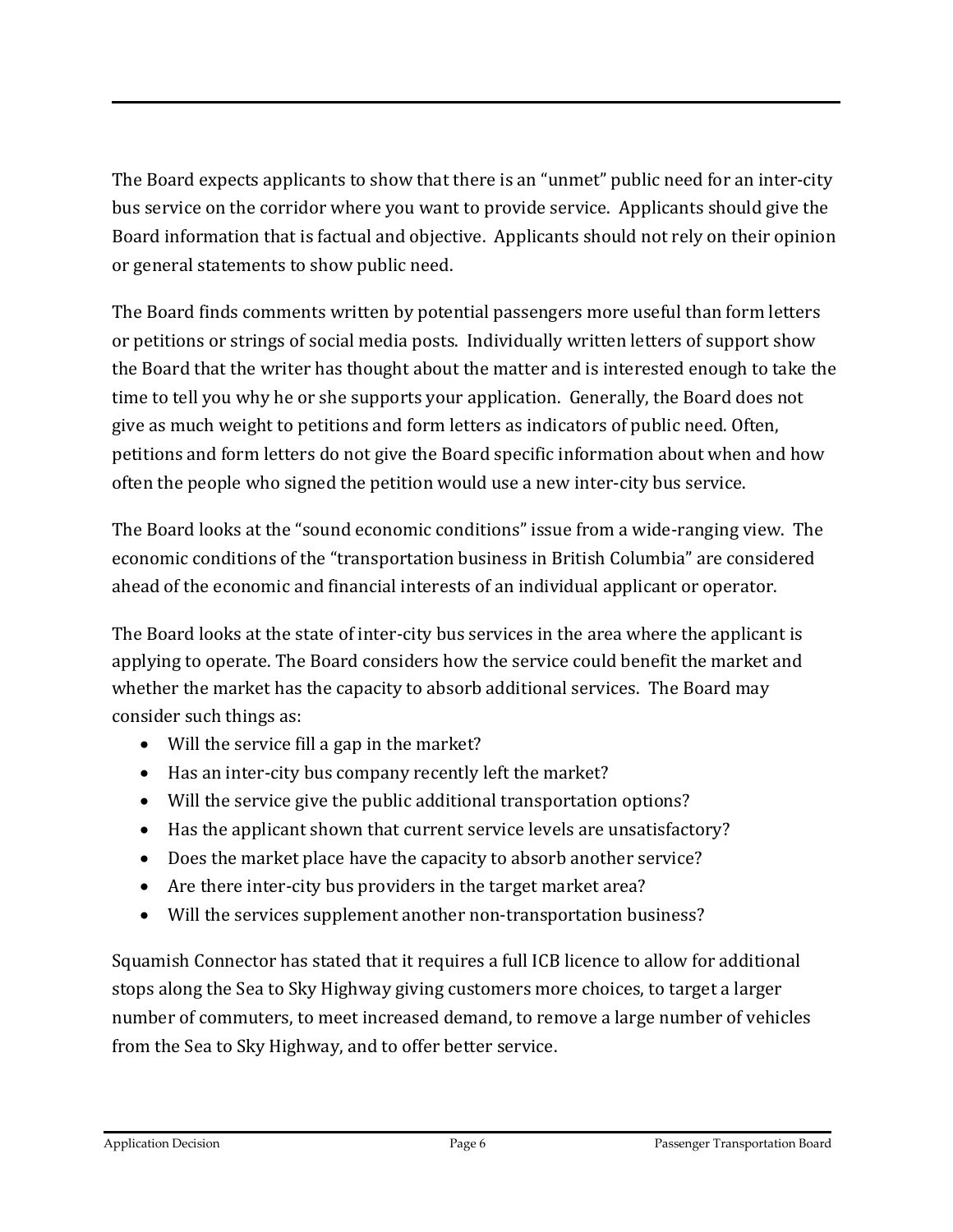The Board expects applicants to show that there is an "unmet" public need for an inter-city bus service on the corridor where you want to provide service. Applicants should give the Board information that is factual and objective. Applicants should not rely on their opinion or general statements to show public need.

The Board finds comments written by potential passengers more useful than form letters or petitions or strings of social media posts. Individually written letters of support show the Board that the writer has thought about the matter and is interested enough to take the time to tell you why he or she supports your application. Generally, the Board does not give as much weight to petitions and form letters as indicators of public need. Often, petitions and form letters do not give the Board specific information about when and how often the people who signed the petition would use a new inter-city bus service.

The Board looks at the "sound economic conditions" issue from a wide-ranging view. The economic conditions of the "transportation business in British Columbia" are considered ahead of the economic and financial interests of an individual applicant or operator.

The Board looks at the state of inter-city bus services in the area where the applicant is applying to operate. The Board considers how the service could benefit the market and whether the market has the capacity to absorb additional services. The Board may consider such things as:

- Will the service fill a gap in the market?
- Has an inter-city bus company recently left the market?
- Will the service give the public additional transportation options?
- Has the applicant shown that current service levels are unsatisfactory?
- Does the market place have the capacity to absorb another service?
- Are there inter-city bus providers in the target market area?
- Will the services supplement another non-transportation business?

Squamish Connector has stated that it requires a full ICB licence to allow for additional stops along the Sea to Sky Highway giving customers more choices, to target a larger number of commuters, to meet increased demand, to remove a large number of vehicles from the Sea to Sky Highway, and to offer better service.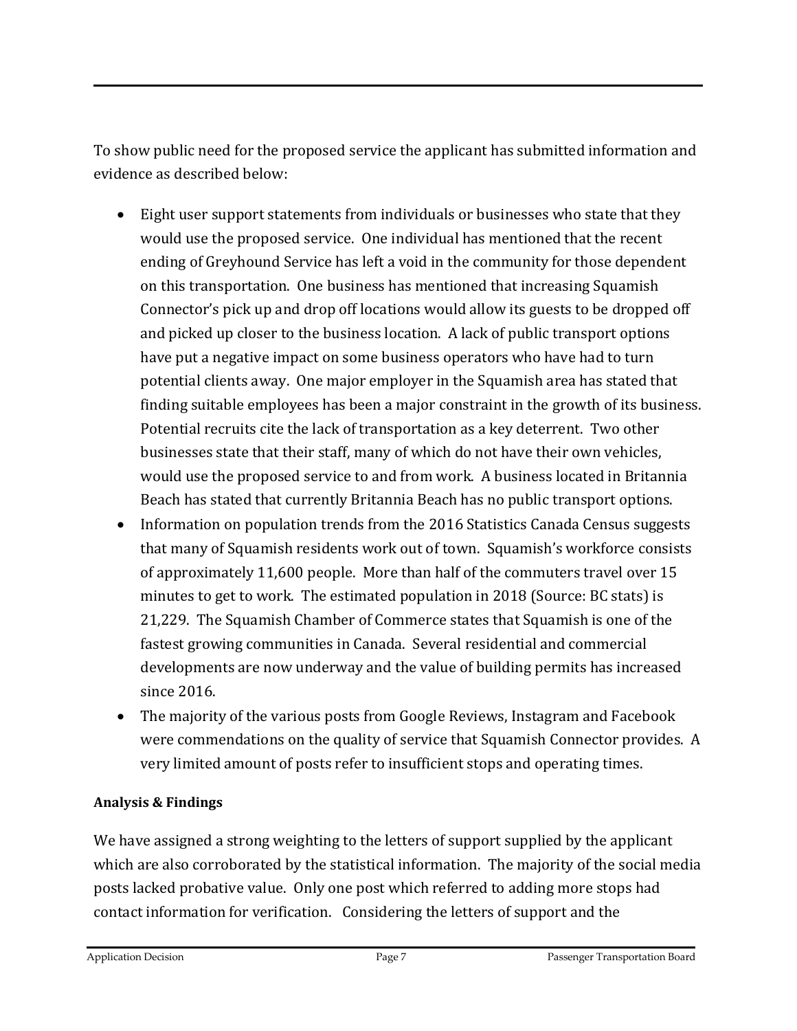To show public need for the proposed service the applicant has submitted information and evidence as described below:

- Eight user support statements from individuals or businesses who state that they would use the proposed service. One individual has mentioned that the recent ending of Greyhound Service has left a void in the community for those dependent on this transportation. One business has mentioned that increasing Squamish Connector's pick up and drop off locations would allow its guests to be dropped off and picked up closer to the business location. A lack of public transport options have put a negative impact on some business operators who have had to turn potential clients away. One major employer in the Squamish area has stated that finding suitable employees has been a major constraint in the growth of its business. Potential recruits cite the lack of transportation as a key deterrent. Two other businesses state that their staff, many of which do not have their own vehicles, would use the proposed service to and from work. A business located in Britannia Beach has stated that currently Britannia Beach has no public transport options.
- Information on population trends from the 2016 Statistics Canada Census suggests that many of Squamish residents work out of town. Squamish's workforce consists of approximately 11,600 people. More than half of the commuters travel over 15 minutes to get to work. The estimated population in 2018 (Source: BC stats) is 21,229. The Squamish Chamber of Commerce states that Squamish is one of the fastest growing communities in Canada. Several residential and commercial developments are now underway and the value of building permits has increased since 2016.
- The majority of the various posts from Google Reviews, Instagram and Facebook were commendations on the quality of service that Squamish Connector provides. A very limited amount of posts refer to insufficient stops and operating times.

**Analysis & Findings**

We have assigned a strong weighting to the letters of support supplied by the applicant which are also corroborated by the statistical information. The majority of the social media posts lacked probative value. Only one post which referred to adding more stops had contact information for verification. Considering the letters of support and the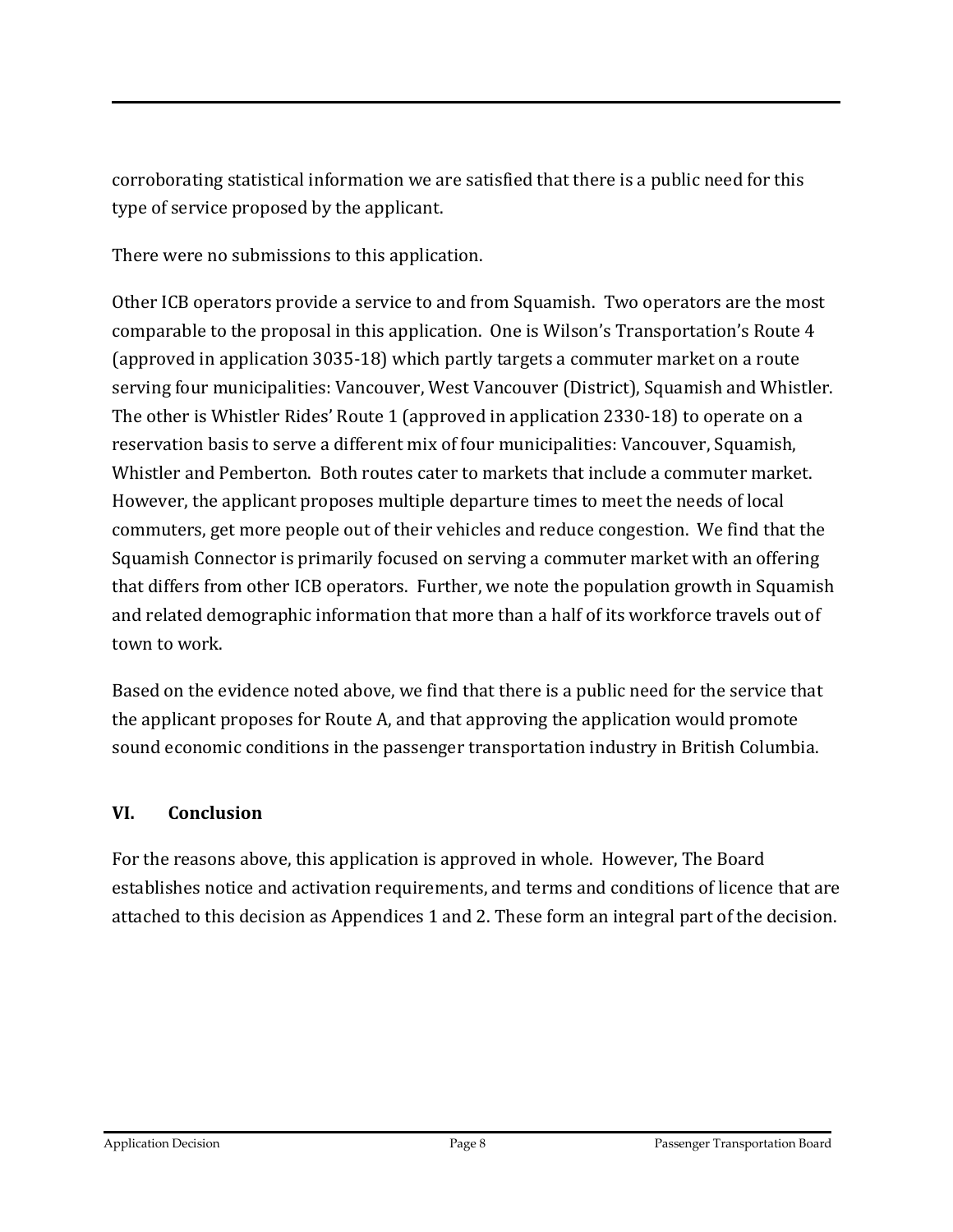corroborating statistical information we are satisfied that there is a public need for this type of service proposed by the applicant.

There were no submissions to this application.

Other ICB operators provide a service to and from Squamish. Two operators are the most comparable to the proposal in this application. One is Wilson's Transportation's Route 4 (approved in application 3035-18) which partly targets a commuter market on a route serving four municipalities: Vancouver, West Vancouver (District), Squamish and Whistler. The other is Whistler Rides' Route 1 (approved in application 2330-18) to operate on a reservation basis to serve a different mix of four municipalities: Vancouver, Squamish, Whistler and Pemberton. Both routes cater to markets that include a commuter market. However, the applicant proposes multiple departure times to meet the needs of local commuters, get more people out of their vehicles and reduce congestion. We find that the Squamish Connector is primarily focused on serving a commuter market with an offering that differs from other ICB operators. Further, we note the population growth in Squamish and related demographic information that more than a half of its workforce travels out of town to work.

Based on the evidence noted above, we find that there is a public need for the service that the applicant proposes for Route A, and that approving the application would promote sound economic conditions in the passenger transportation industry in British Columbia.

## VI. Conclusion

For the reasons above, this application is approved in whole. However, The Board establishes notice and activation requirements, and terms and conditions of licence that are attached to this decision as Appendices 1 and 2. These form an integral part of the decision.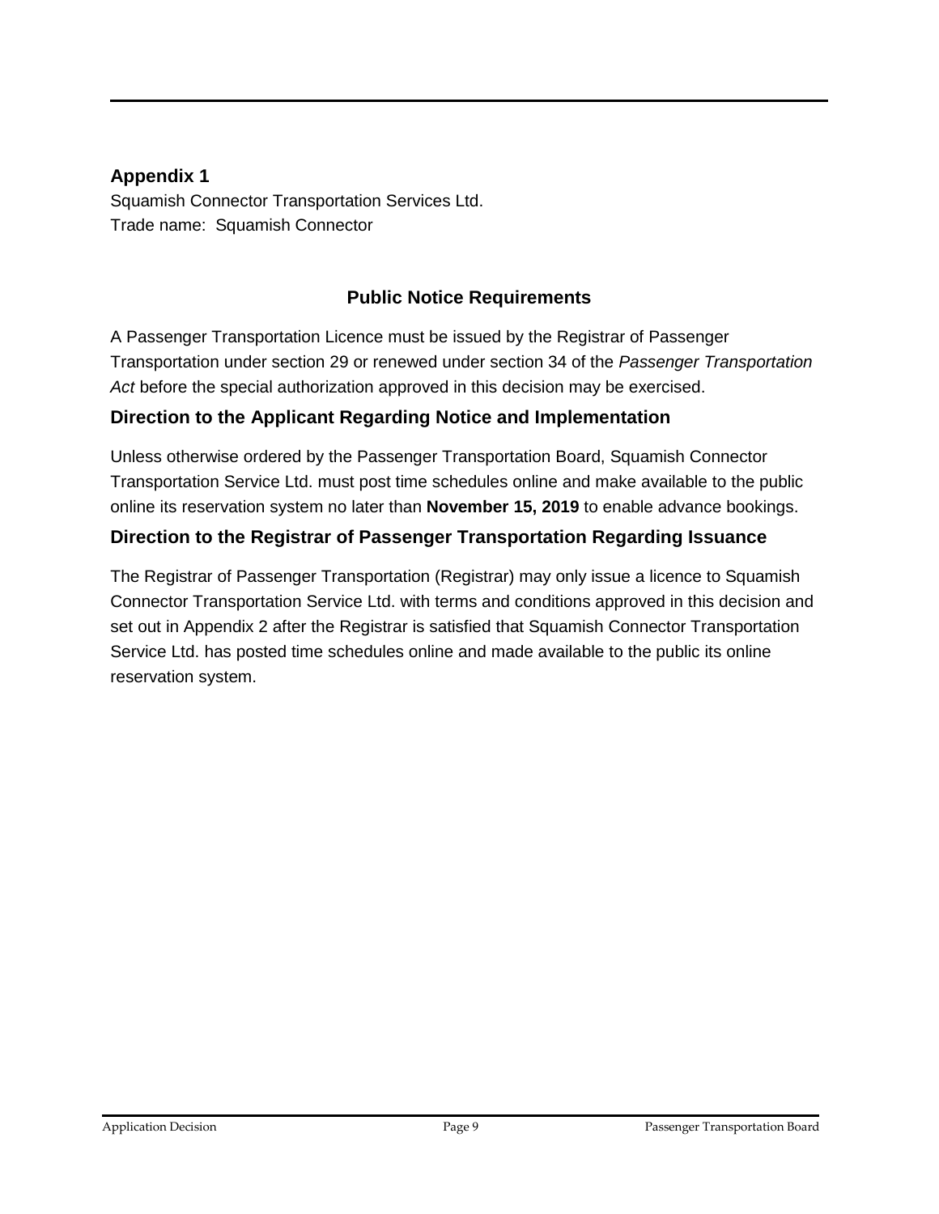## Appendix 1

Squamish Connector Transportation Services Ltd.
Trade name: Squamish Connector

### Public Notice Requirements

A Passenger Transportation Licence must be issued by the Registrar of Passenger Transportation under section 29 or renewed under section 34 of the *Passenger Transportation Act* before the special authorization approved in this decision may be exercised.

### Direction to the Applicant Regarding Notice and Implementation

Unless otherwise ordered by the Passenger Transportation Board, Squamish Connector Transportation Service Ltd. must post time schedules online and make available to the public online its reservation system no later than **November 15, 2019** to enable advance bookings.

### Direction to the Registrar of Passenger Transportation Regarding Issuance

The Registrar of Passenger Transportation (Registrar) may only issue a licence to Squamish Connector Transportation Service Ltd. with terms and conditions approved in this decision and set out in Appendix 2 after the Registrar is satisfied that Squamish Connector Transportation Service Ltd. has posted time schedules online and made available to the public its online reservation system.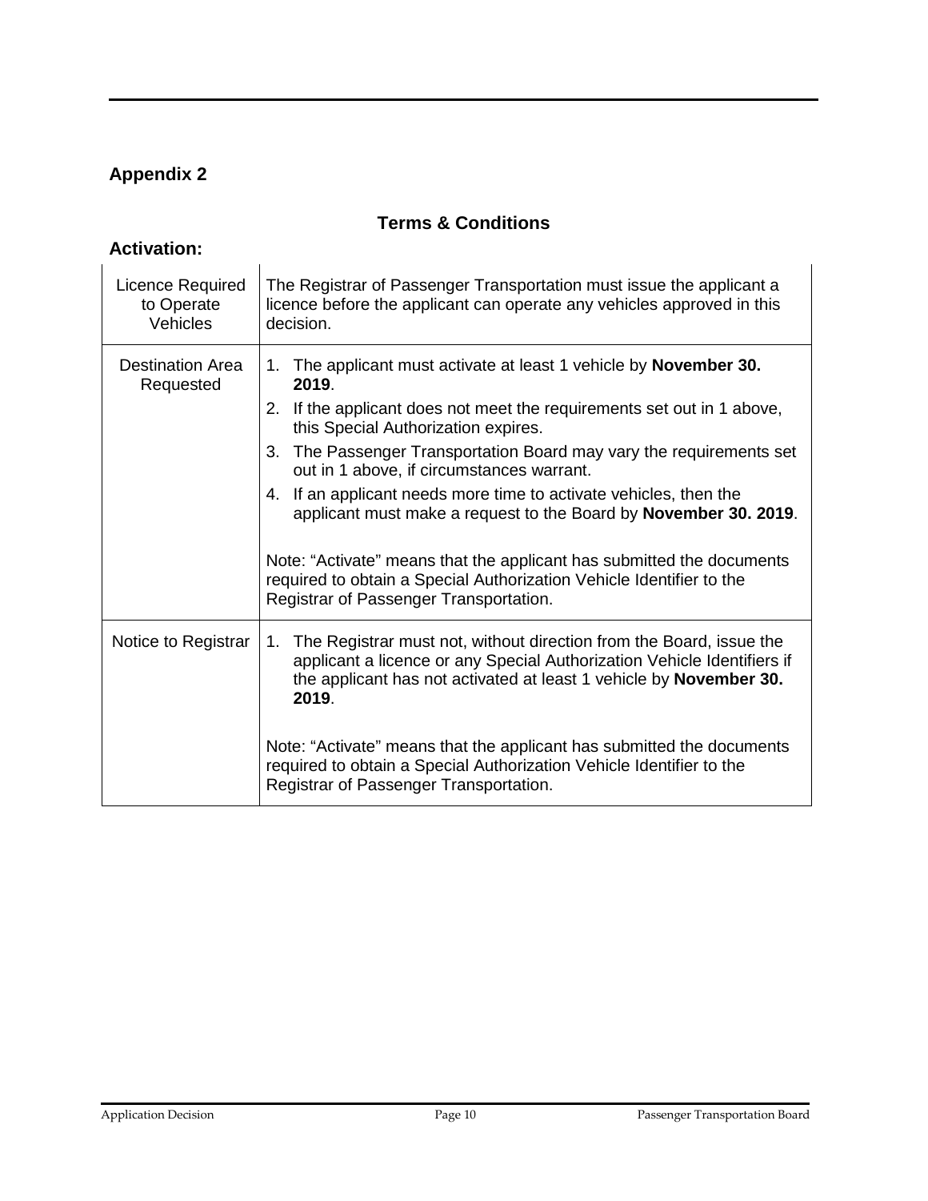## Appendix 2

### Terms & Conditions

**Activation:**

| | |
|---|---|
| Licence Required to Operate Vehicles | The Registrar of Passenger Transportation must issue the applicant a licence before the applicant can operate any vehicles approved in this decision. |
| Destination Area Requested | 1. The applicant must activate at least 1 vehicle by **November 30. 2019**.<br>2. If the applicant does not meet the requirements set out in 1 above, this Special Authorization expires.<br>3. The Passenger Transportation Board may vary the requirements set out in 1 above, if circumstances warrant.<br>4. If an applicant needs more time to activate vehicles, then the applicant must make a request to the Board by **November 30. 2019**.<br><br>Note: "Activate" means that the applicant has submitted the documents required to obtain a Special Authorization Vehicle Identifier to the Registrar of Passenger Transportation. |
| Notice to Registrar | 1. The Registrar must not, without direction from the Board, issue the applicant a licence or any Special Authorization Vehicle Identifiers if the applicant has not activated at least 1 vehicle by **November 30. 2019**.<br><br>Note: "Activate" means that the applicant has submitted the documents required to obtain a Special Authorization Vehicle Identifier to the Registrar of Passenger Transportation. |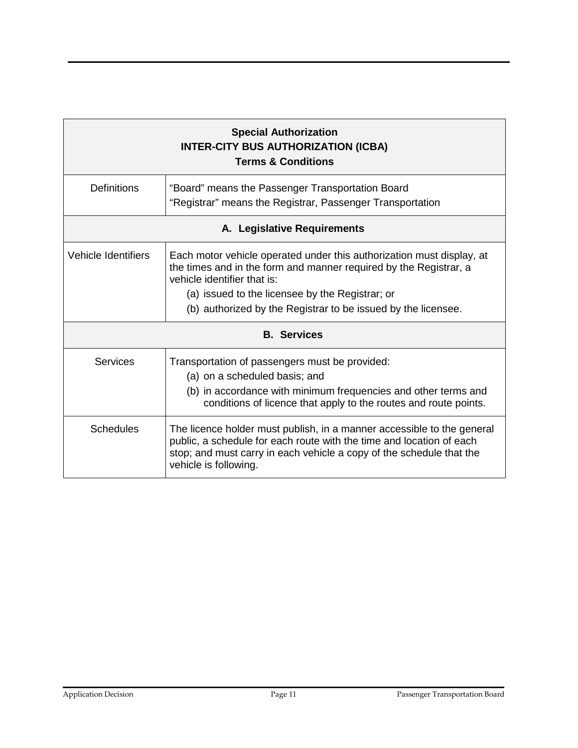| **Special Authorization<br>INTER-CITY BUS AUTHORIZATION (ICBA)<br>Terms & Conditions** | |
|---|---|
| Definitions | "Board" means the Passenger Transportation Board<br>"Registrar" means the Registrar, Passenger Transportation |
| **A. Legislative Requirements** | |
| Vehicle Identifiers | Each motor vehicle operated under this authorization must display, at the times and in the form and manner required by the Registrar, a vehicle identifier that is:<br>(a) issued to the licensee by the Registrar; or<br>(b) authorized by the Registrar to be issued by the licensee. |
| **B. Services** | |
| Services | Transportation of passengers must be provided:<br>(a) on a scheduled basis; and<br>(b) in accordance with minimum frequencies and other terms and conditions of licence that apply to the routes and route points. |
| Schedules | The licence holder must publish, in a manner accessible to the general public, a schedule for each route with the time and location of each stop; and must carry in each vehicle a copy of the schedule that the vehicle is following. |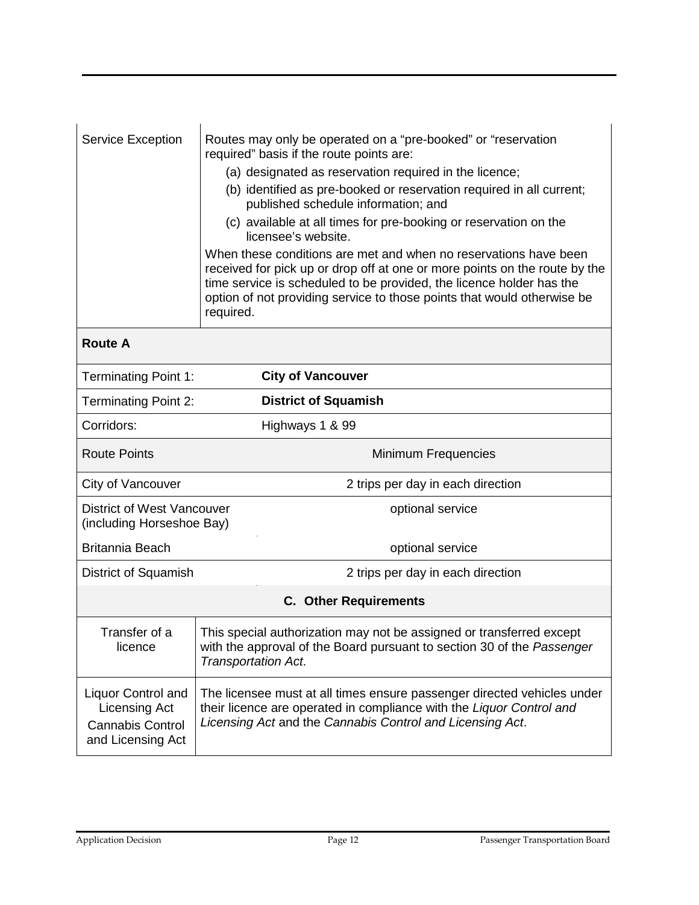| | |
|---|---|
| Service Exception | Routes may only be operated on a "pre-booked" or "reservation required" basis if the route points are:<br>(a) designated as reservation required in the licence;<br>(b) identified as pre-booked or reservation required in all current; published schedule information; and<br>(c) available at all times for pre-booking or reservation on the licensee's website.<br>When these conditions are met and when no reservations have been received for pick up or drop off at one or more points on the route by the time service is scheduled to be provided, the licence holder has the option of not providing service to those points that would otherwise be required. |

**Route A**

| | |
|---|---|
| Terminating Point 1: | **City of Vancouver** |
| Terminating Point 2: | **District of Squamish** |
| Corridors: | Highways 1 & 99 |

| Route Points | Minimum Frequencies |
|---|---|
| City of Vancouver | 2 trips per day in each direction |
| District of West Vancouver (including Horseshoe Bay) | optional service |
| Britannia Beach | optional service |
| District of Squamish | 2 trips per day in each direction |

## C. Other Requirements

| | |
|---|---|
| Transfer of a licence | This special authorization may not be assigned or transferred except with the approval of the Board pursuant to section 30 of the *Passenger Transportation Act*. |
| Liquor Control and Licensing Act Cannabis Control and Licensing Act | The licensee must at all times ensure passenger directed vehicles under their licence are operated in compliance with the *Liquor Control and Licensing Act* and the *Cannabis Control and Licensing Act*. |